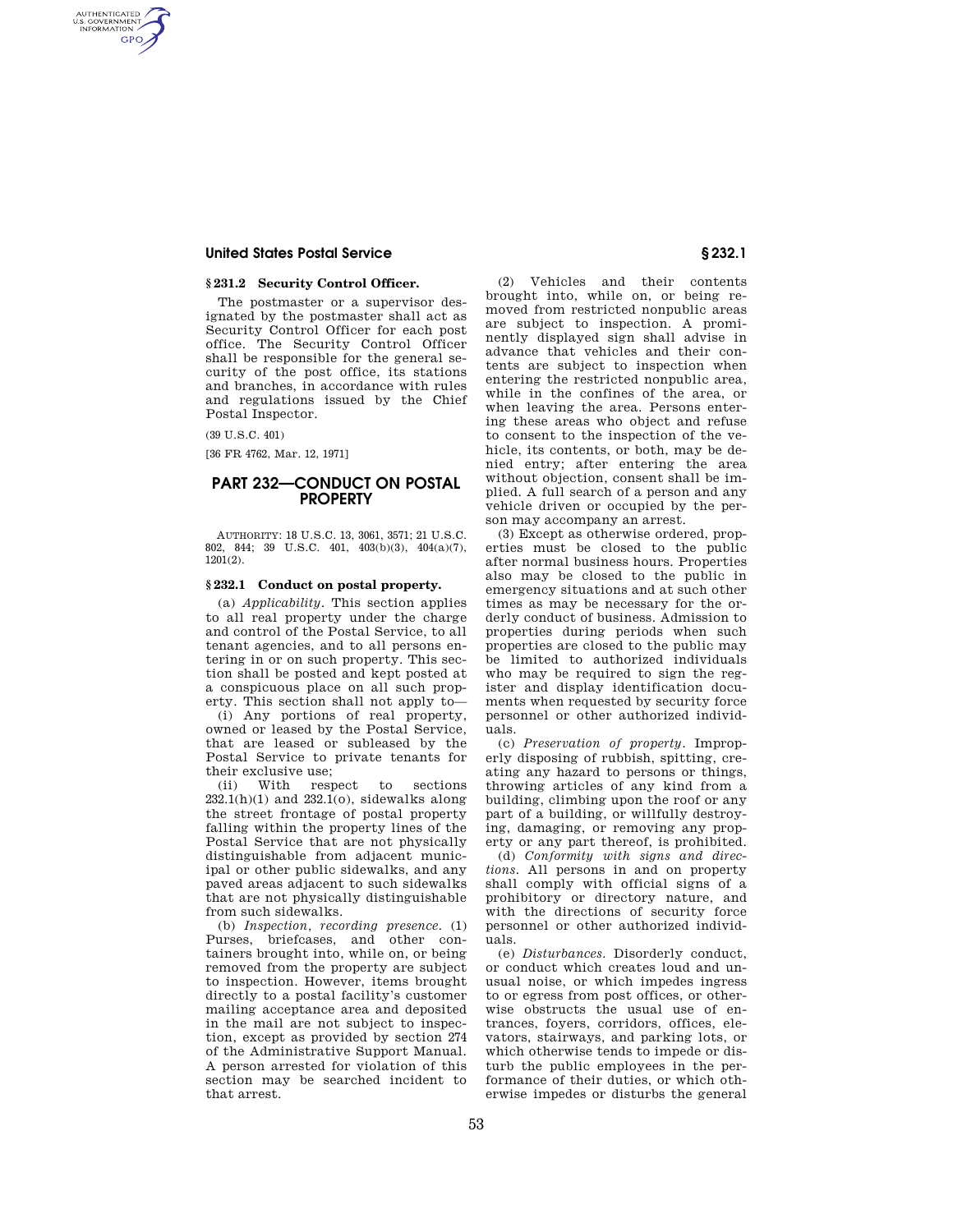### § 231.2 Security Control Officer.

The postmaster or a supervisor designated by the postmaster shall act as Security Control Officer for each post office. The Security Control Officer shall be responsible for the general security of the post office, its stations and branches, in accordance with rules and regulations issued by the Chief Postal Inspector.

(39 U.S.C. 401)

[36 FR 4762, Mar. 12, 1971]

## PART 232—CONDUCT ON POSTAL PROPERTY

AUTHORITY: 18 U.S.C. 13, 3061, 3571; 21 U.S.C. 802, 844; 39 U.S.C. 401, 403(b)(3), 404(a)(7), 1201(2).

### § 232.1 Conduct on postal property.

(a) *Applicability.* This section applies to all real property under the charge and control of the Postal Service, to all tenant agencies, and to all persons entering in or on such property. This section shall be posted and kept posted at a conspicuous place on all such property. This section shall not apply to—

(i) Any portions of real property, owned or leased by the Postal Service, that are leased or subleased by the Postal Service to private tenants for their exclusive use;

(ii) With respect to sections 232.1(h)(1) and 232.1(o), sidewalks along the street frontage of postal property falling within the property lines of the Postal Service that are not physically distinguishable from adjacent municipal or other public sidewalks, and any paved areas adjacent to such sidewalks that are not physically distinguishable from such sidewalks.

(b) *Inspection, recording presence.* (1) Purses, briefcases, and other containers brought into, while on, or being removed from the property are subject to inspection. However, items brought directly to a postal facility's customer mailing acceptance area and deposited in the mail are not subject to inspection, except as provided by section 274 of the Administrative Support Manual. A person arrested for violation of this section may be searched incident to that arrest.

(2) Vehicles and their contents brought into, while on, or being removed from restricted nonpublic areas are subject to inspection. A prominently displayed sign shall advise in advance that vehicles and their contents are subject to inspection when entering the restricted nonpublic area, while in the confines of the area, or when leaving the area. Persons entering these areas who object and refuse to consent to the inspection of the vehicle, its contents, or both, may be denied entry; after entering the area without objection, consent shall be implied. A full search of a person and any vehicle driven or occupied by the person may accompany an arrest.

(3) Except as otherwise ordered, properties must be closed to the public after normal business hours. Properties also may be closed to the public in emergency situations and at such other times as may be necessary for the orderly conduct of business. Admission to properties during periods when such properties are closed to the public may be limited to authorized individuals who may be required to sign the register and display identification documents when requested by security force personnel or other authorized individuals.

(c) *Preservation of property.* Improperly disposing of rubbish, spitting, creating any hazard to persons or things, throwing articles of any kind from a building, climbing upon the roof or any part of a building, or willfully destroying, damaging, or removing any property or any part thereof, is prohibited.

(d) *Conformity with signs and directions.* All persons in and on property shall comply with official signs of a prohibitory or directory nature, and with the directions of security force personnel or other authorized individuals.

(e) *Disturbances.* Disorderly conduct, or conduct which creates loud and unusual noise, or which impedes ingress to or egress from post offices, or otherwise obstructs the usual use of entrances, foyers, corridors, offices, elevators, stairways, and parking lots, or which otherwise tends to impede or disturb the public employees in the performance of their duties, or which otherwise impedes or disturbs the general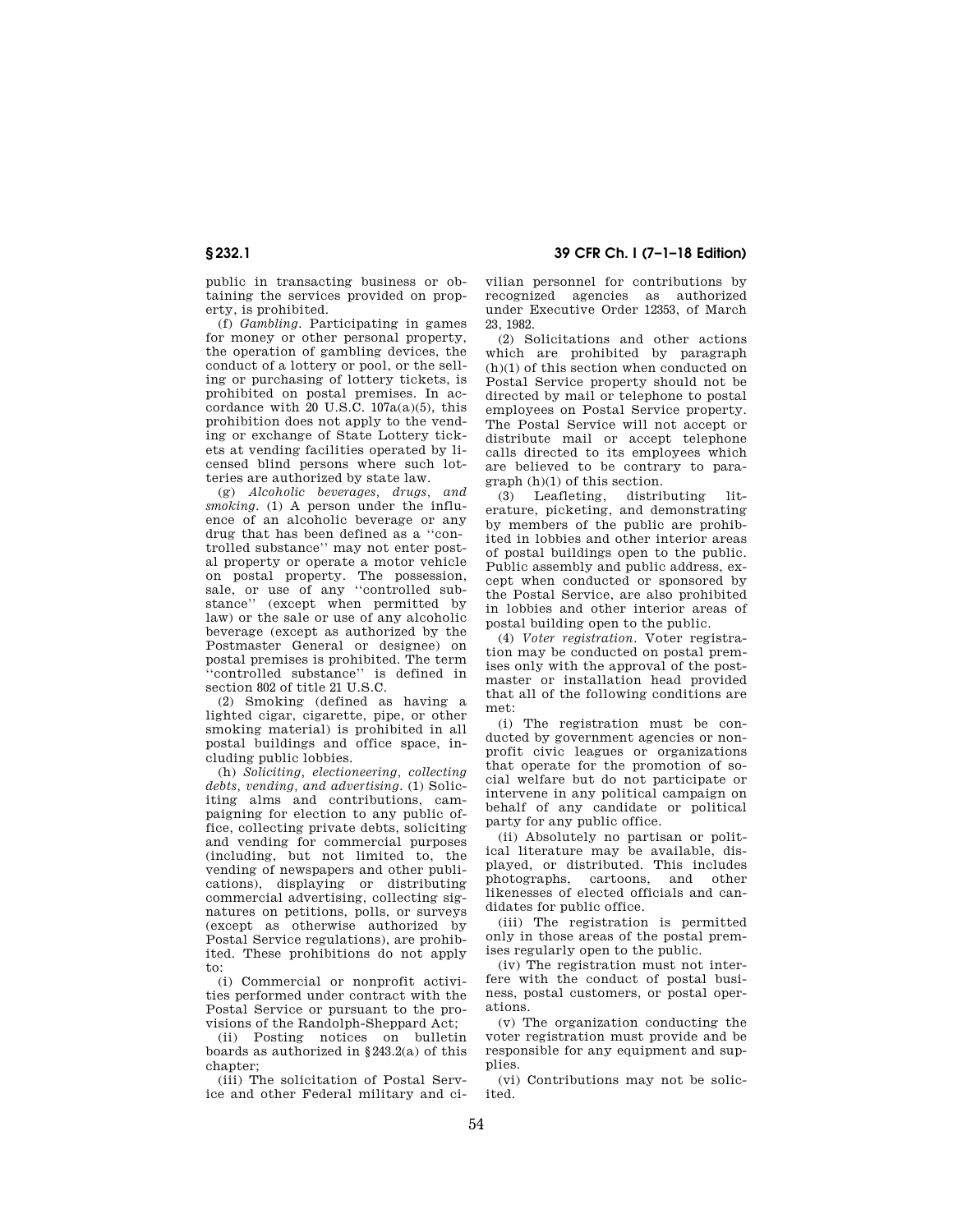public in transacting business or obtaining the services provided on property, is prohibited.

(f) *Gambling.* Participating in games for money or other personal property, the operation of gambling devices, the conduct of a lottery or pool, or the selling or purchasing of lottery tickets, is prohibited on postal premises. In accordance with 20 U.S.C. 107a(a)(5), this prohibition does not apply to the vending or exchange of State Lottery tickets at vending facilities operated by licensed blind persons where such lotteries are authorized by state law.

(g) *Alcoholic beverages, drugs, and smoking.* (1) A person under the influence of an alcoholic beverage or any drug that has been defined as a ''controlled substance'' may not enter postal property or operate a motor vehicle on postal property. The possession, sale, or use of any ''controlled substance'' (except when permitted by law) or the sale or use of any alcoholic beverage (except as authorized by the Postmaster General or designee) on postal premises is prohibited. The term ''controlled substance'' is defined in section 802 of title 21 U.S.C.

(2) Smoking (defined as having a lighted cigar, cigarette, pipe, or other smoking material) is prohibited in all postal buildings and office space, including public lobbies.

(h) *Soliciting, electioneering, collecting debts, vending, and advertising.* (1) Soliciting alms and contributions, campaigning for election to any public office, collecting private debts, soliciting and vending for commercial purposes (including, but not limited to, the vending of newspapers and other publications), displaying or distributing commercial advertising, collecting signatures on petitions, polls, or surveys (except as otherwise authorized by Postal Service regulations), are prohibited. These prohibitions do not apply to:

(i) Commercial or nonprofit activities performed under contract with the Postal Service or pursuant to the provisions of the Randolph-Sheppard Act;

(ii) Posting notices on bulletin boards as authorized in §243.2(a) of this chapter;

(iii) The solicitation of Postal Service and other Federal military and civilian personnel for contributions by recognized agencies as authorized under Executive Order 12353, of March 23, 1982.

(2) Solicitations and other actions which are prohibited by paragraph (h)(1) of this section when conducted on Postal Service property should not be directed by mail or telephone to postal employees on Postal Service property. The Postal Service will not accept or distribute mail or accept telephone calls directed to its employees which are believed to be contrary to paragraph (h)(1) of this section.

(3) Leafleting, distributing literature, picketing, and demonstrating by members of the public are prohibited in lobbies and other interior areas of postal buildings open to the public. Public assembly and public address, except when conducted or sponsored by the Postal Service, are also prohibited in lobbies and other interior areas of postal building open to the public.

(4) *Voter registration.* Voter registration may be conducted on postal premises only with the approval of the postmaster or installation head provided that all of the following conditions are met:

(i) The registration must be conducted by government agencies or nonprofit civic leagues or organizations that operate for the promotion of social welfare but do not participate or intervene in any political campaign on behalf of any candidate or political party for any public office.

(ii) Absolutely no partisan or political literature may be available, displayed, or distributed. This includes photographs, cartoons, and other likenesses of elected officials and candidates for public office.

(iii) The registration is permitted only in those areas of the postal premises regularly open to the public.

(iv) The registration must not interfere with the conduct of postal business, postal customers, or postal operations.

(v) The organization conducting the voter registration must provide and be responsible for any equipment and supplies.

(vi) Contributions may not be solicited.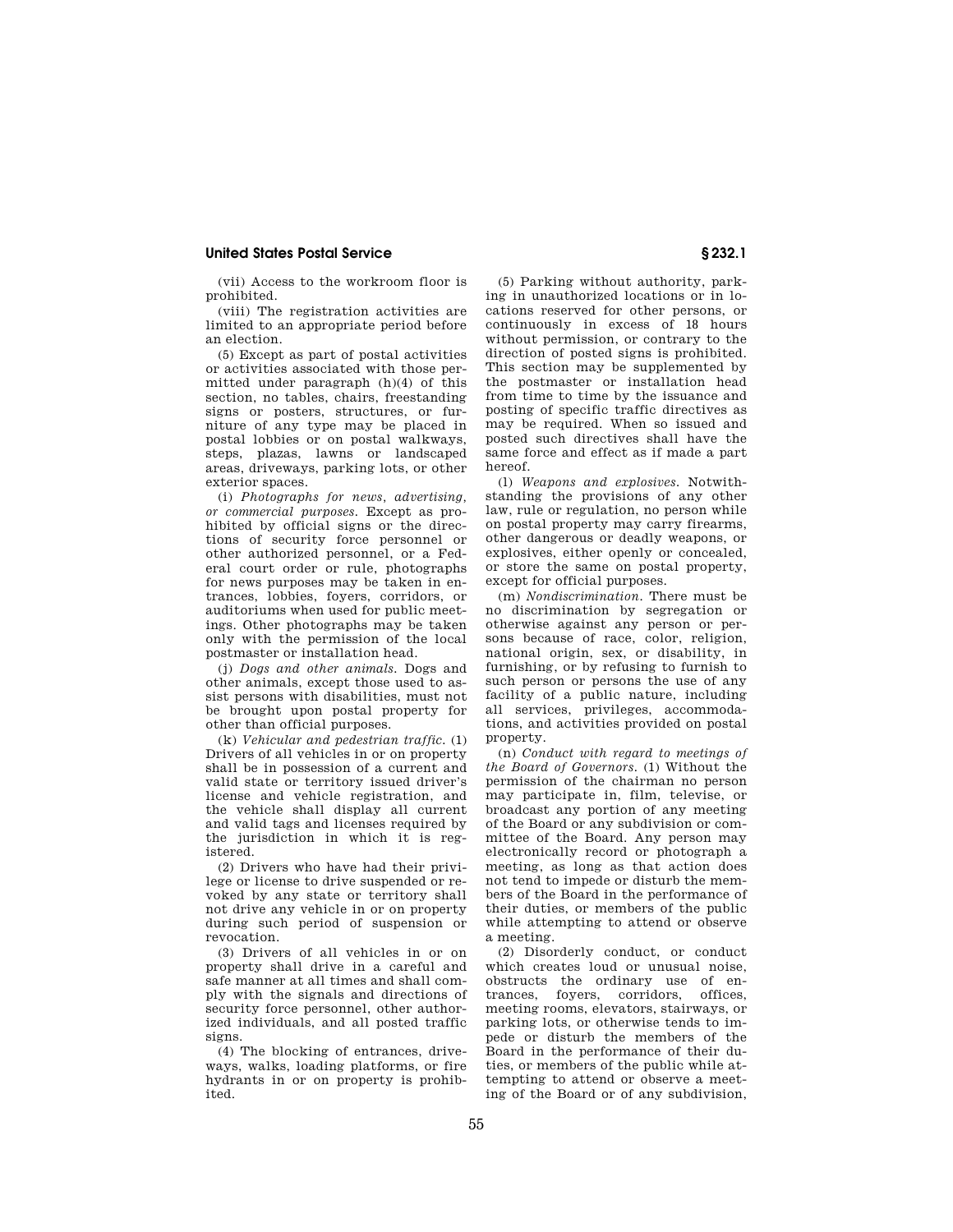(vii) Access to the workroom floor is prohibited.

(viii) The registration activities are limited to an appropriate period before an election.

(5) Except as part of postal activities or activities associated with those permitted under paragraph (h)(4) of this section, no tables, chairs, freestanding signs or posters, structures, or furniture of any type may be placed in postal lobbies or on postal walkways, steps, plazas, lawns or landscaped areas, driveways, parking lots, or other exterior spaces.

(i) *Photographs for news, advertising, or commercial purposes.* Except as prohibited by official signs or the directions of security force personnel or other authorized personnel, or a Federal court order or rule, photographs for news purposes may be taken in entrances, lobbies, foyers, corridors, or auditoriums when used for public meetings. Other photographs may be taken only with the permission of the local postmaster or installation head.

(j) *Dogs and other animals.* Dogs and other animals, except those used to assist persons with disabilities, must not be brought upon postal property for other than official purposes.

(k) *Vehicular and pedestrian traffic.* (1) Drivers of all vehicles in or on property shall be in possession of a current and valid state or territory issued driver's license and vehicle registration, and the vehicle shall display all current and valid tags and licenses required by the jurisdiction in which it is registered.

(2) Drivers who have had their privilege or license to drive suspended or revoked by any state or territory shall not drive any vehicle in or on property during such period of suspension or revocation.

(3) Drivers of all vehicles in or on property shall drive in a careful and safe manner at all times and shall comply with the signals and directions of security force personnel, other authorized individuals, and all posted traffic signs.

(4) The blocking of entrances, driveways, walks, loading platforms, or fire hydrants in or on property is prohibited.

(5) Parking without authority, parking in unauthorized locations or in locations reserved for other persons, or continuously in excess of 18 hours without permission, or contrary to the direction of posted signs is prohibited. This section may be supplemented by the postmaster or installation head from time to time by the issuance and posting of specific traffic directives as may be required. When so issued and posted such directives shall have the same force and effect as if made a part hereof.

(l) *Weapons and explosives.* Notwithstanding the provisions of any other law, rule or regulation, no person while on postal property may carry firearms, other dangerous or deadly weapons, or explosives, either openly or concealed, or store the same on postal property, except for official purposes.

(m) *Nondiscrimination.* There must be no discrimination by segregation or otherwise against any person or persons because of race, color, religion, national origin, sex, or disability, in furnishing, or by refusing to furnish to such person or persons the use of any facility of a public nature, including all services, privileges, accommodations, and activities provided on postal property.

(n) *Conduct with regard to meetings of the Board of Governors.* (1) Without the permission of the chairman no person may participate in, film, televise, or broadcast any portion of any meeting of the Board or any subdivision or committee of the Board. Any person may electronically record or photograph a meeting, as long as that action does not tend to impede or disturb the members of the Board in the performance of their duties, or members of the public while attempting to attend or observe a meeting.

(2) Disorderly conduct, or conduct which creates loud or unusual noise, obstructs the ordinary use of entrances, foyers, corridors, offices, meeting rooms, elevators, stairways, or parking lots, or otherwise tends to impede or disturb the members of the Board in the performance of their duties, or members of the public while attempting to attend or observe a meeting of the Board or of any subdivision,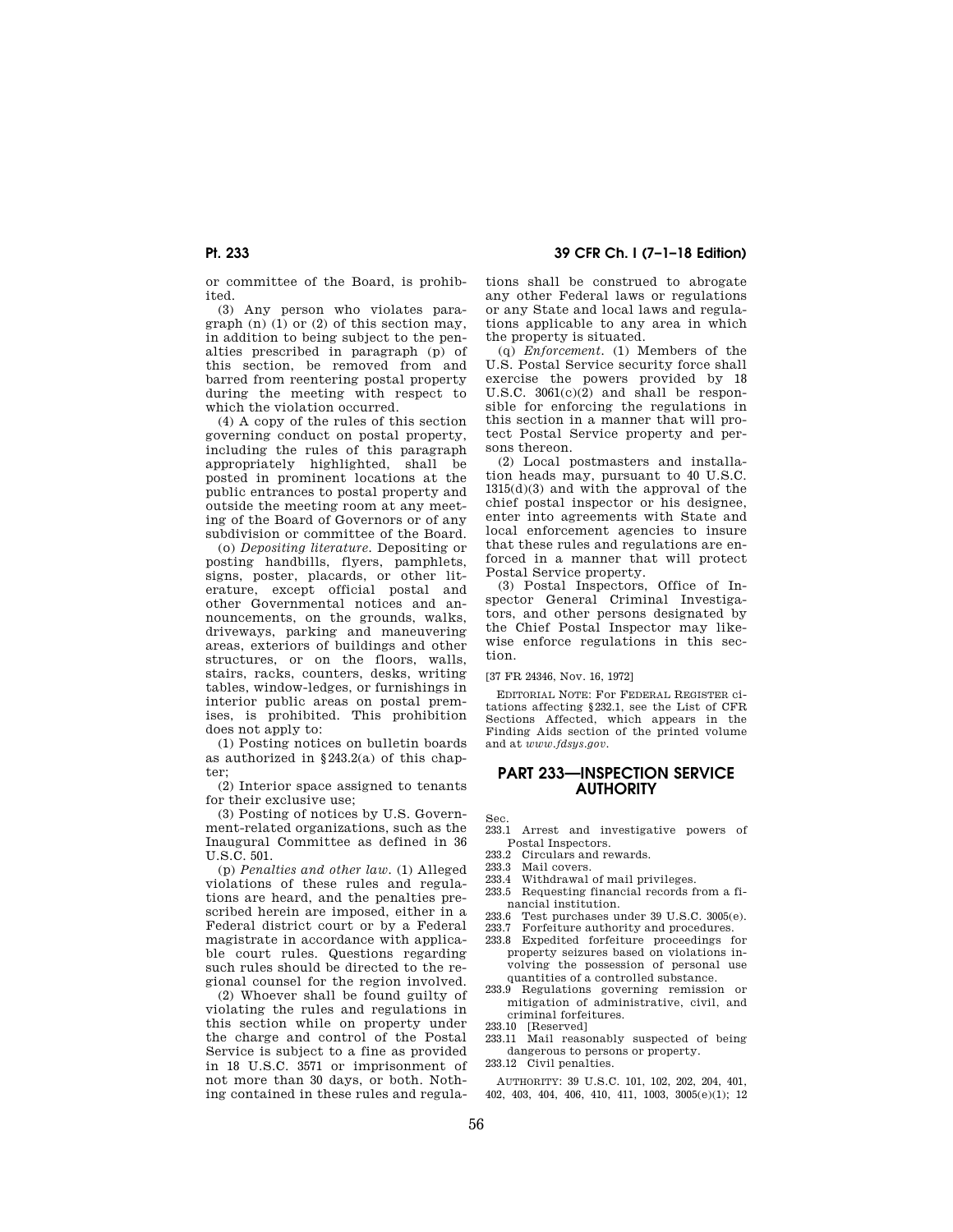or committee of the Board, is prohibited.

(3) Any person who violates paragraph (n) (1) or (2) of this section may, in addition to being subject to the penalties prescribed in paragraph (p) of this section, be removed from and barred from reentering postal property during the meeting with respect to which the violation occurred.

(4) A copy of the rules of this section governing conduct on postal property, including the rules of this paragraph appropriately highlighted, shall be posted in prominent locations at the public entrances to postal property and outside the meeting room at any meeting of the Board of Governors or of any subdivision or committee of the Board.

(o) *Depositing literature.* Depositing or posting handbills, flyers, pamphlets, signs, poster, placards, or other literature, except official postal and other Governmental notices and announcements, on the grounds, walks, driveways, parking and maneuvering areas, exteriors of buildings and other structures, or on the floors, walls, stairs, racks, counters, desks, writing tables, window-ledges, or furnishings in interior public areas on postal premises, is prohibited. This prohibition does not apply to:

(1) Posting notices on bulletin boards as authorized in §243.2(a) of this chapter;

(2) Interior space assigned to tenants for their exclusive use;

(3) Posting of notices by U.S. Government-related organizations, such as the Inaugural Committee as defined in 36 U.S.C. 501.

(p) *Penalties and other law.* (1) Alleged violations of these rules and regulations are heard, and the penalties prescribed herein are imposed, either in a Federal district court or by a Federal magistrate in accordance with applicable court rules. Questions regarding such rules should be directed to the regional counsel for the region involved.

(2) Whoever shall be found guilty of violating the rules and regulations in this section while on property under the charge and control of the Postal Service is subject to a fine as provided in 18 U.S.C. 3571 or imprisonment of not more than 30 days, or both. Nothing contained in these rules and regulations shall be construed to abrogate any other Federal laws or regulations or any State and local laws and regulations applicable to any area in which the property is situated.

(q) *Enforcement.* (1) Members of the U.S. Postal Service security force shall exercise the powers provided by 18 U.S.C. 3061(c)(2) and shall be responsible for enforcing the regulations in this section in a manner that will protect Postal Service property and persons thereon.

(2) Local postmasters and installation heads may, pursuant to 40 U.S.C. 1315(d)(3) and with the approval of the chief postal inspector or his designee, enter into agreements with State and local enforcement agencies to insure that these rules and regulations are enforced in a manner that will protect Postal Service property.

(3) Postal Inspectors, Office of Inspector General Criminal Investigators, and other persons designated by the Chief Postal Inspector may likewise enforce regulations in this section.

[37 FR 24346, Nov. 16, 1972]

EDITORIAL NOTE: For FEDERAL REGISTER citations affecting §232.1, see the List of CFR Sections Affected, which appears in the Finding Aids section of the printed volume and at *www.fdsys.gov*.

## PART 233—INSPECTION SERVICE AUTHORITY

Sec.
233.1 Arrest and investigative powers of Postal Inspectors.
233.2 Circulars and rewards.
233.3 Mail covers.
233.4 Withdrawal of mail privileges.
233.5 Requesting financial records from a financial institution.
233.6 Test purchases under 39 U.S.C. 3005(e).
233.7 Forfeiture authority and procedures.
233.8 Expedited forfeiture proceedings for property seizures based on violations involving the possession of personal use quantities of a controlled substance.
233.9 Regulations governing remission or mitigation of administrative, civil, and criminal forfeitures.
233.10 [Reserved]
233.11 Mail reasonably suspected of being dangerous to persons or property.
233.12 Civil penalties.

AUTHORITY: 39 U.S.C. 101, 102, 202, 204, 401, 402, 403, 404, 406, 410, 411, 1003, 3005(e)(1); 12